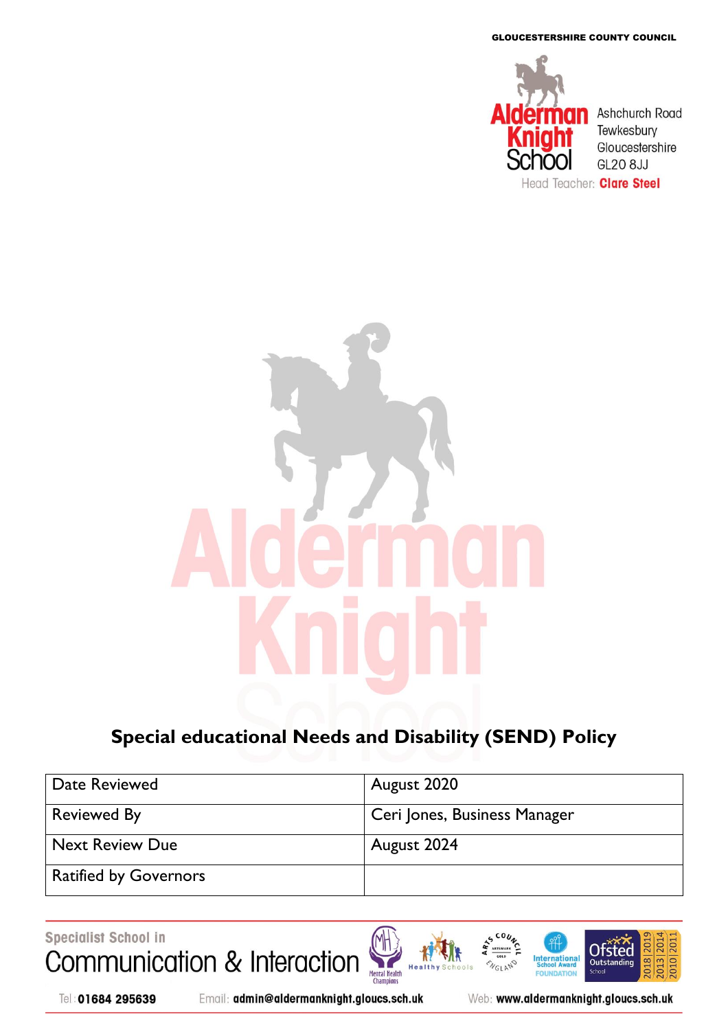GLOUCESTERSHIRE COUNTY COUNCIL

Alderman Knight School

Ashchurch Road
Tewkesbury
Gloucestershire
GL20 8JJ

Head Teacher: **Clare Steel**

# Special educational Needs and Disability (SEND) Policy

| Date Reviewed | August 2020 |
|---|---|
| Reviewed By | Ceri Jones, Business Manager |
| Next Review Due | August 2024 |
| Ratified by Governors | |

Specialist School in
Communication & Interaction

Tel: **01684 295639** Email: **admin@aldermanknight.gloucs.sch.uk** Web: **www.aldermanknight.gloucs.sch.uk**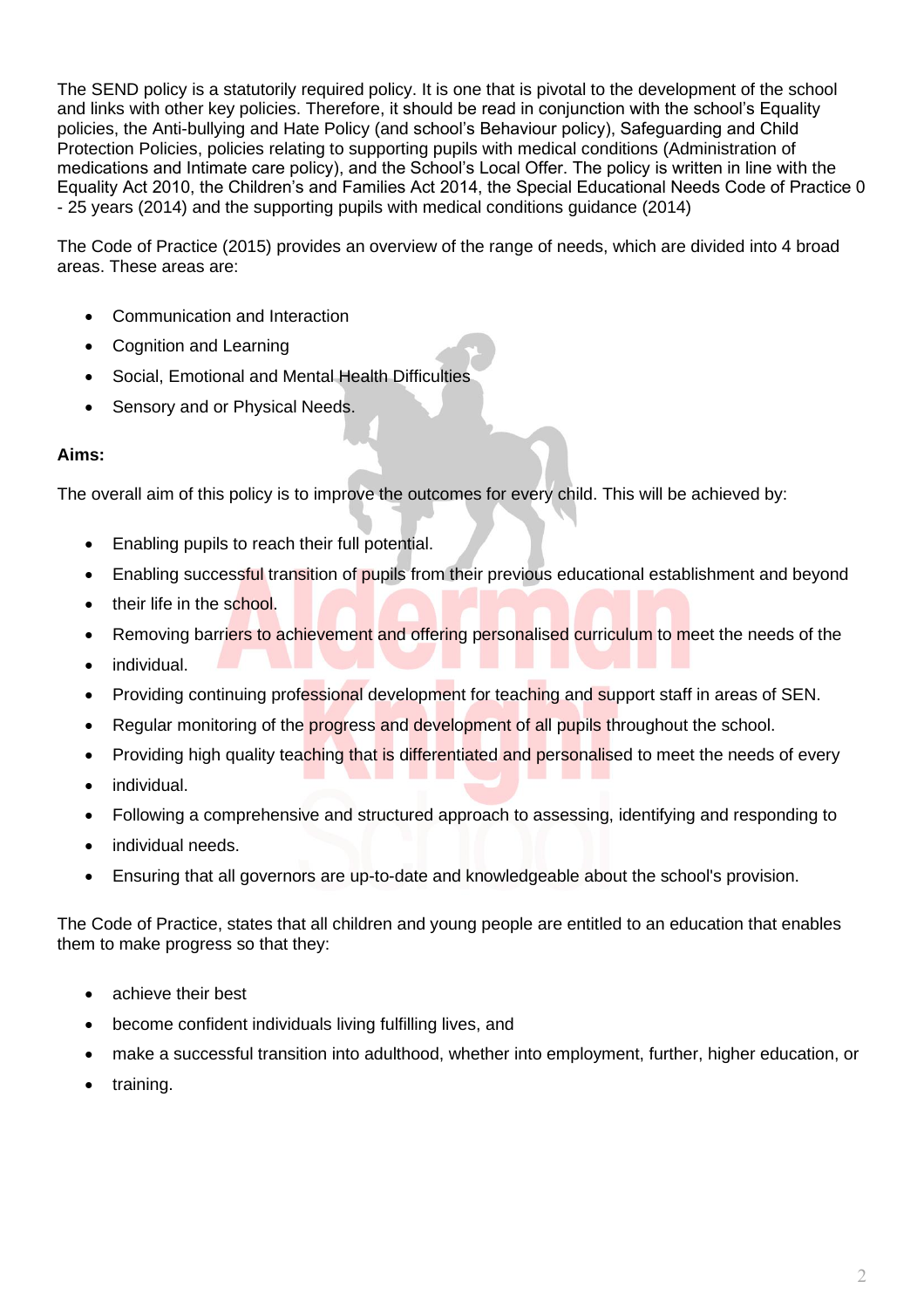The SEND policy is a statutorily required policy. It is one that is pivotal to the development of the school and links with other key policies. Therefore, it should be read in conjunction with the school's Equality policies, the Anti-bullying and Hate Policy (and school's Behaviour policy), Safeguarding and Child Protection Policies, policies relating to supporting pupils with medical conditions (Administration of medications and Intimate care policy), and the School's Local Offer. The policy is written in line with the Equality Act 2010, the Children's and Families Act 2014, the Special Educational Needs Code of Practice 0 - 25 years (2014) and the supporting pupils with medical conditions guidance (2014)

The Code of Practice (2015) provides an overview of the range of needs, which are divided into 4 broad areas. These areas are:

- Communication and Interaction
- Cognition and Learning
- Social, Emotional and Mental Health Difficulties
- Sensory and or Physical Needs.

**Aims:**

The overall aim of this policy is to improve the outcomes for every child. This will be achieved by:

- Enabling pupils to reach their full potential.
- Enabling successful transition of pupils from their previous educational establishment and beyond
- their life in the school.
- Removing barriers to achievement and offering personalised curriculum to meet the needs of the
- individual.
- Providing continuing professional development for teaching and support staff in areas of SEN.
- Regular monitoring of the progress and development of all pupils throughout the school.
- Providing high quality teaching that is differentiated and personalised to meet the needs of every
- individual.
- Following a comprehensive and structured approach to assessing, identifying and responding to
- individual needs.
- Ensuring that all governors are up-to-date and knowledgeable about the school's provision.

The Code of Practice, states that all children and young people are entitled to an education that enables them to make progress so that they:

- achieve their best
- become confident individuals living fulfilling lives, and
- make a successful transition into adulthood, whether into employment, further, higher education, or
- training.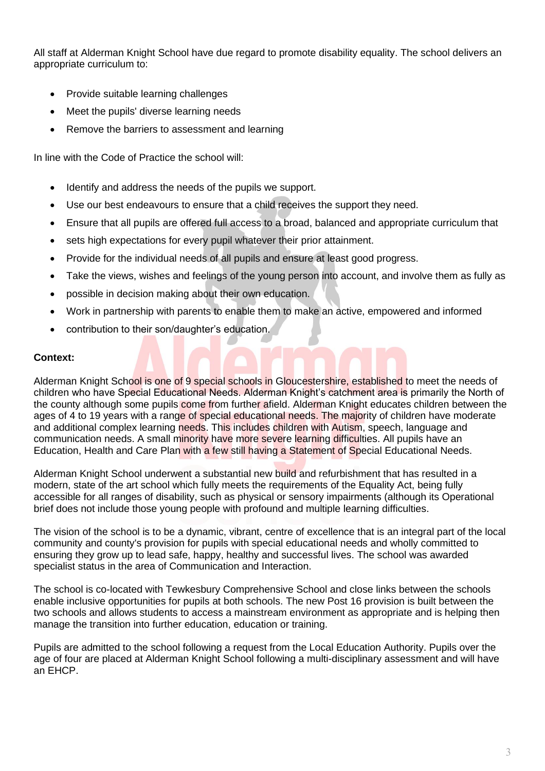All staff at Alderman Knight School have due regard to promote disability equality. The school delivers an appropriate curriculum to:

- Provide suitable learning challenges
- Meet the pupils' diverse learning needs
- Remove the barriers to assessment and learning

In line with the Code of Practice the school will:

- Identify and address the needs of the pupils we support.
- Use our best endeavours to ensure that a child receives the support they need.
- Ensure that all pupils are offered full access to a broad, balanced and appropriate curriculum that
- sets high expectations for every pupil whatever their prior attainment.
- Provide for the individual needs of all pupils and ensure at least good progress.
- Take the views, wishes and feelings of the young person into account, and involve them as fully as
- possible in decision making about their own education.
- Work in partnership with parents to enable them to make an active, empowered and informed
- contribution to their son/daughter's education.

**Context:**

Alderman Knight School is one of 9 special schools in Gloucestershire, established to meet the needs of children who have Special Educational Needs. Alderman Knight's catchment area is primarily the North of the county although some pupils come from further afield. Alderman Knight educates children between the ages of 4 to 19 years with a range of special educational needs. The majority of children have moderate and additional complex learning needs. This includes children with Autism, speech, language and communication needs. A small minority have more severe learning difficulties. All pupils have an Education, Health and Care Plan with a few still having a Statement of Special Educational Needs.

Alderman Knight School underwent a substantial new build and refurbishment that has resulted in a modern, state of the art school which fully meets the requirements of the Equality Act, being fully accessible for all ranges of disability, such as physical or sensory impairments (although its Operational brief does not include those young people with profound and multiple learning difficulties.

The vision of the school is to be a dynamic, vibrant, centre of excellence that is an integral part of the local community and county's provision for pupils with special educational needs and wholly committed to ensuring they grow up to lead safe, happy, healthy and successful lives. The school was awarded specialist status in the area of Communication and Interaction.

The school is co-located with Tewkesbury Comprehensive School and close links between the schools enable inclusive opportunities for pupils at both schools. The new Post 16 provision is built between the two schools and allows students to access a mainstream environment as appropriate and is helping then manage the transition into further education, education or training.

Pupils are admitted to the school following a request from the Local Education Authority. Pupils over the age of four are placed at Alderman Knight School following a multi-disciplinary assessment and will have an EHCP.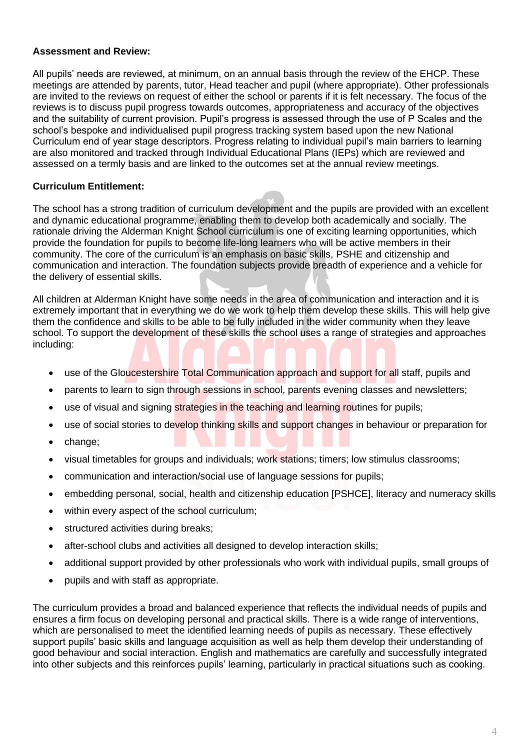**Assessment and Review:**

All pupils' needs are reviewed, at minimum, on an annual basis through the review of the EHCP. These meetings are attended by parents, tutor, Head teacher and pupil (where appropriate). Other professionals are invited to the reviews on request of either the school or parents if it is felt necessary. The focus of the reviews is to discuss pupil progress towards outcomes, appropriateness and accuracy of the objectives and the suitability of current provision. Pupil's progress is assessed through the use of P Scales and the school's bespoke and individualised pupil progress tracking system based upon the new National Curriculum end of year stage descriptors. Progress relating to individual pupil's main barriers to learning are also monitored and tracked through Individual Educational Plans (IEPs) which are reviewed and assessed on a termly basis and are linked to the outcomes set at the annual review meetings.

**Curriculum Entitlement:**

The school has a strong tradition of curriculum development and the pupils are provided with an excellent and dynamic educational programme, enabling them to develop both academically and socially. The rationale driving the Alderman Knight School curriculum is one of exciting learning opportunities, which provide the foundation for pupils to become life-long learners who will be active members in their community. The core of the curriculum is an emphasis on basic skills, PSHE and citizenship and communication and interaction. The foundation subjects provide breadth of experience and a vehicle for the delivery of essential skills.

All children at Alderman Knight have some needs in the area of communication and interaction and it is extremely important that in everything we do we work to help them develop these skills. This will help give them the confidence and skills to be able to be fully included in the wider community when they leave school. To support the development of these skills the school uses a range of strategies and approaches including:

- use of the Gloucestershire Total Communication approach and support for all staff, pupils and
- parents to learn to sign through sessions in school, parents evening classes and newsletters;
- use of visual and signing strategies in the teaching and learning routines for pupils;
- use of social stories to develop thinking skills and support changes in behaviour or preparation for
- change;
- visual timetables for groups and individuals; work stations; timers; low stimulus classrooms;
- communication and interaction/social use of language sessions for pupils;
- embedding personal, social, health and citizenship education [PSHCE], literacy and numeracy skills
- within every aspect of the school curriculum;
- structured activities during breaks;
- after-school clubs and activities all designed to develop interaction skills;
- additional support provided by other professionals who work with individual pupils, small groups of
- pupils and with staff as appropriate.

The curriculum provides a broad and balanced experience that reflects the individual needs of pupils and ensures a firm focus on developing personal and practical skills. There is a wide range of interventions, which are personalised to meet the identified learning needs of pupils as necessary. These effectively support pupils' basic skills and language acquisition as well as help them develop their understanding of good behaviour and social interaction. English and mathematics are carefully and successfully integrated into other subjects and this reinforces pupils' learning, particularly in practical situations such as cooking.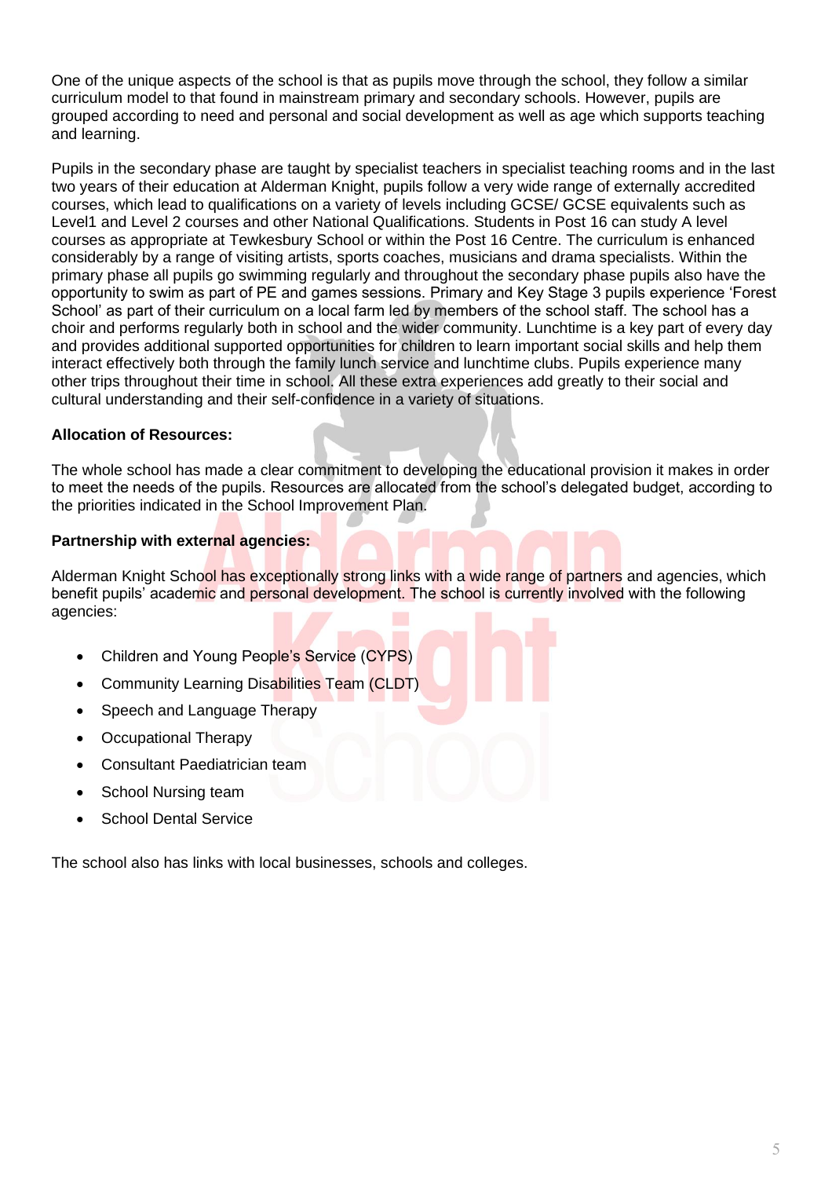One of the unique aspects of the school is that as pupils move through the school, they follow a similar curriculum model to that found in mainstream primary and secondary schools. However, pupils are grouped according to need and personal and social development as well as age which supports teaching and learning.

Pupils in the secondary phase are taught by specialist teachers in specialist teaching rooms and in the last two years of their education at Alderman Knight, pupils follow a very wide range of externally accredited courses, which lead to qualifications on a variety of levels including GCSE/ GCSE equivalents such as Level1 and Level 2 courses and other National Qualifications. Students in Post 16 can study A level courses as appropriate at Tewkesbury School or within the Post 16 Centre. The curriculum is enhanced considerably by a range of visiting artists, sports coaches, musicians and drama specialists. Within the primary phase all pupils go swimming regularly and throughout the secondary phase pupils also have the opportunity to swim as part of PE and games sessions. Primary and Key Stage 3 pupils experience 'Forest School' as part of their curriculum on a local farm led by members of the school staff. The school has a choir and performs regularly both in school and the wider community. Lunchtime is a key part of every day and provides additional supported opportunities for children to learn important social skills and help them interact effectively both through the family lunch service and lunchtime clubs. Pupils experience many other trips throughout their time in school. All these extra experiences add greatly to their social and cultural understanding and their self-confidence in a variety of situations.

**Allocation of Resources:**

The whole school has made a clear commitment to developing the educational provision it makes in order to meet the needs of the pupils. Resources are allocated from the school's delegated budget, according to the priorities indicated in the School Improvement Plan.

**Partnership with external agencies:**

Alderman Knight School has exceptionally strong links with a wide range of partners and agencies, which benefit pupils' academic and personal development. The school is currently involved with the following agencies:

- Children and Young People's Service (CYPS)
- Community Learning Disabilities Team (CLDT)
- Speech and Language Therapy
- Occupational Therapy
- Consultant Paediatrician team
- School Nursing team
- School Dental Service

The school also has links with local businesses, schools and colleges.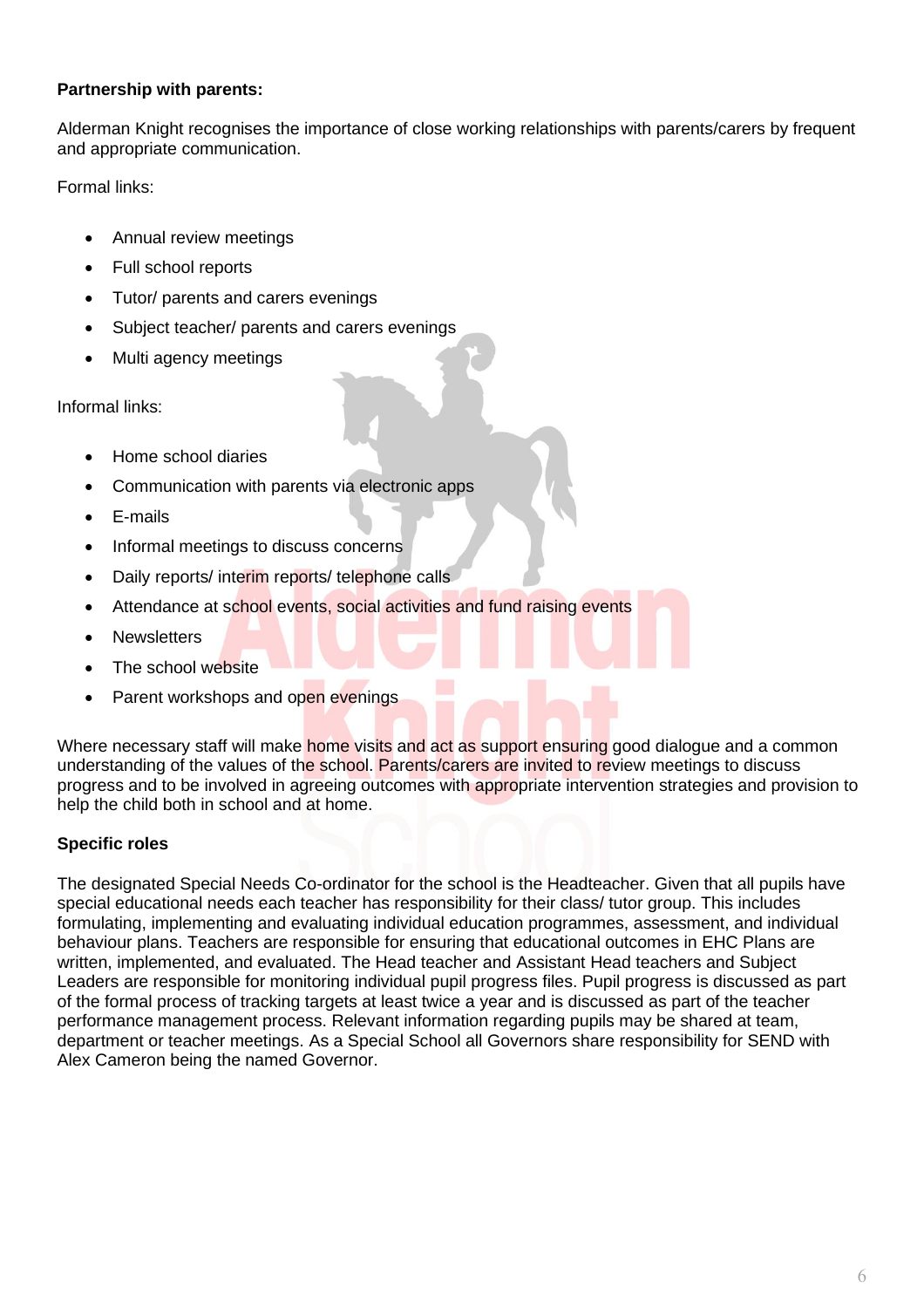**Partnership with parents:**

Alderman Knight recognises the importance of close working relationships with parents/carers by frequent and appropriate communication.

Formal links:

- Annual review meetings
- Full school reports
- Tutor/ parents and carers evenings
- Subject teacher/ parents and carers evenings
- Multi agency meetings

Informal links:

- Home school diaries
- Communication with parents via electronic apps
- E-mails
- Informal meetings to discuss concerns
- Daily reports/ interim reports/ telephone calls
- Attendance at school events, social activities and fund raising events
- Newsletters
- The school website
- Parent workshops and open evenings

Where necessary staff will make home visits and act as support ensuring good dialogue and a common understanding of the values of the school. Parents/carers are invited to review meetings to discuss progress and to be involved in agreeing outcomes with appropriate intervention strategies and provision to help the child both in school and at home.

**Specific roles**

The designated Special Needs Co-ordinator for the school is the Headteacher. Given that all pupils have special educational needs each teacher has responsibility for their class/ tutor group. This includes formulating, implementing and evaluating individual education programmes, assessment, and individual behaviour plans. Teachers are responsible for ensuring that educational outcomes in EHC Plans are written, implemented, and evaluated. The Head teacher and Assistant Head teachers and Subject Leaders are responsible for monitoring individual pupil progress files. Pupil progress is discussed as part of the formal process of tracking targets at least twice a year and is discussed as part of the teacher performance management process. Relevant information regarding pupils may be shared at team, department or teacher meetings. As a Special School all Governors share responsibility for SEND with Alex Cameron being the named Governor.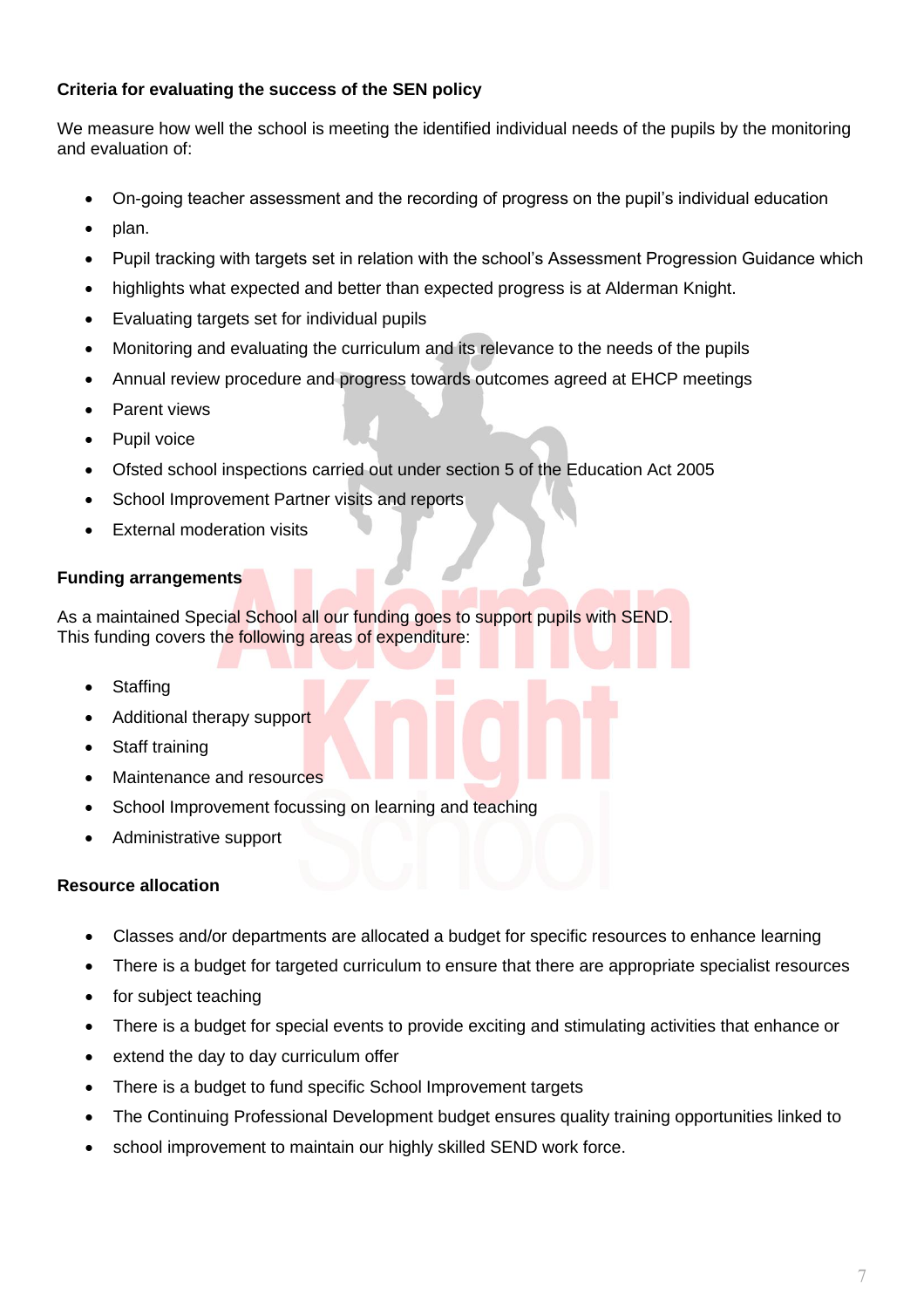**Criteria for evaluating the success of the SEN policy**

We measure how well the school is meeting the identified individual needs of the pupils by the monitoring and evaluation of:

- On-going teacher assessment and the recording of progress on the pupil's individual education
- plan.
- Pupil tracking with targets set in relation with the school's Assessment Progression Guidance which
- highlights what expected and better than expected progress is at Alderman Knight.
- Evaluating targets set for individual pupils
- Monitoring and evaluating the curriculum and its relevance to the needs of the pupils
- Annual review procedure and progress towards outcomes agreed at EHCP meetings
- Parent views
- Pupil voice
- Ofsted school inspections carried out under section 5 of the Education Act 2005
- School Improvement Partner visits and reports
- External moderation visits

**Funding arrangements**

As a maintained Special School all our funding goes to support pupils with SEND.
This funding covers the following areas of expenditure:

- Staffing
- Additional therapy support
- Staff training
- Maintenance and resources
- School Improvement focussing on learning and teaching
- Administrative support

**Resource allocation**

- Classes and/or departments are allocated a budget for specific resources to enhance learning
- There is a budget for targeted curriculum to ensure that there are appropriate specialist resources
- for subject teaching
- There is a budget for special events to provide exciting and stimulating activities that enhance or
- extend the day to day curriculum offer
- There is a budget to fund specific School Improvement targets
- The Continuing Professional Development budget ensures quality training opportunities linked to
- school improvement to maintain our highly skilled SEND work force.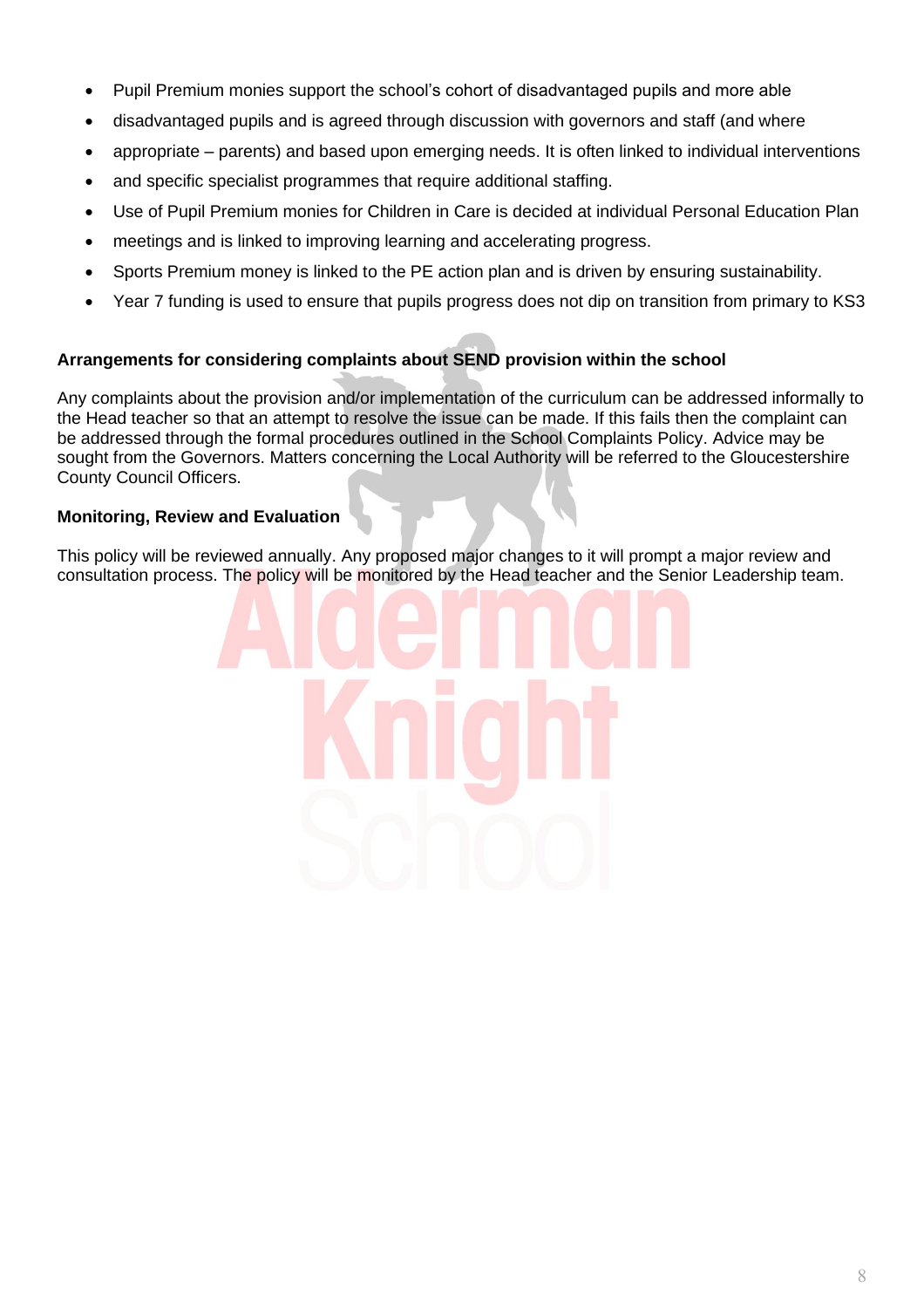- Pupil Premium monies support the school's cohort of disadvantaged pupils and more able
- disadvantaged pupils and is agreed through discussion with governors and staff (and where
- appropriate – parents) and based upon emerging needs. It is often linked to individual interventions
- and specific specialist programmes that require additional staffing.
- Use of Pupil Premium monies for Children in Care is decided at individual Personal Education Plan
- meetings and is linked to improving learning and accelerating progress.
- Sports Premium money is linked to the PE action plan and is driven by ensuring sustainability.
- Year 7 funding is used to ensure that pupils progress does not dip on transition from primary to KS3

**Arrangements for considering complaints about SEND provision within the school**

Any complaints about the provision and/or implementation of the curriculum can be addressed informally to the Head teacher so that an attempt to resolve the issue can be made. If this fails then the complaint can be addressed through the formal procedures outlined in the School Complaints Policy. Advice may be sought from the Governors. Matters concerning the Local Authority will be referred to the Gloucestershire County Council Officers.

**Monitoring, Review and Evaluation**

This policy will be reviewed annually. Any proposed major changes to it will prompt a major review and consultation process. The policy will be monitored by the Head teacher and the Senior Leadership team.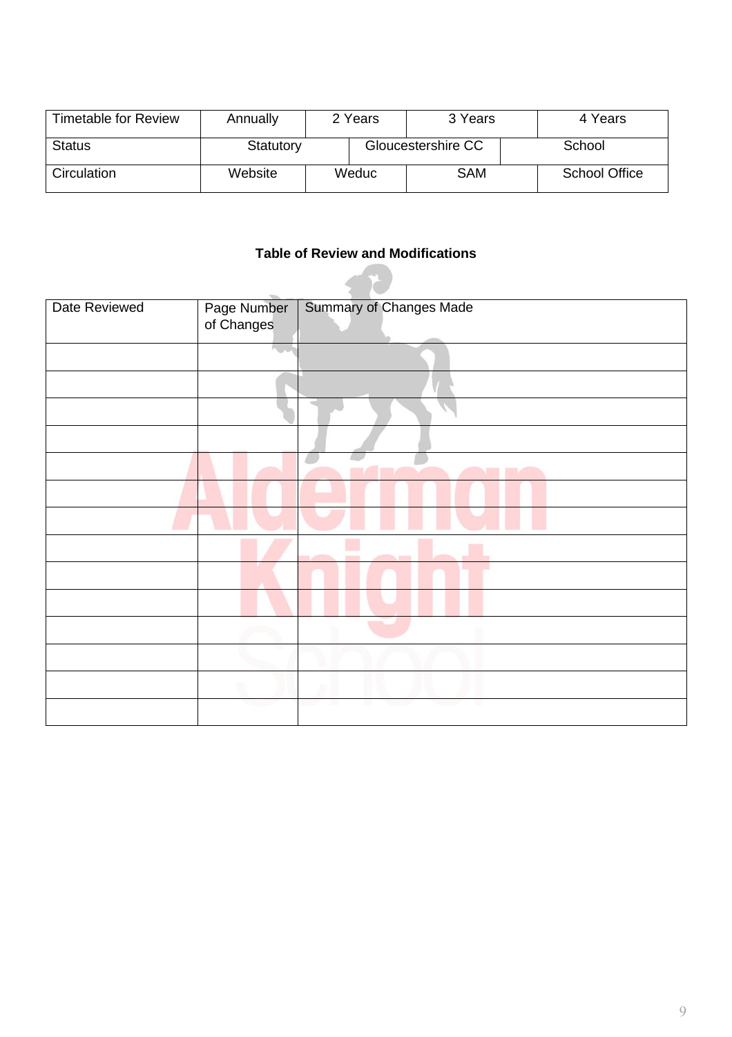| | | | | |
|---|---|---|---|---|
| Timetable for Review | Annually | 2 Years | 3 Years | 4 Years |
| Status | Statutory | Gloucestershire CC | School | |
| Circulation | Website | Weduc | SAM | School Office |

**Table of Review and Modifications**

| Date Reviewed | Page Number of Changes | Summary of Changes Made |
|---|---|---|
| | | |
| | | |
| | | |
| | | |
| | | |
| | | |
| | | |
| | | |
| | | |
| | | |
| | | |
| | | |
| | | |
| | | |